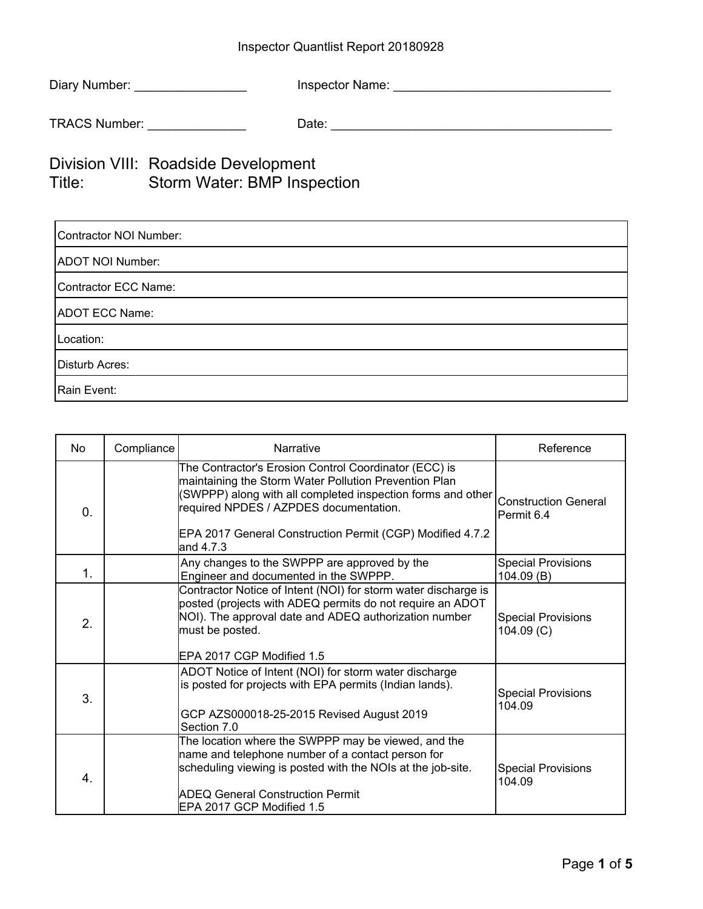Inspector Quantlist Report 20180928

Diary Number: ________________ Inspector Name: _______________________________

TRACS Number: ______________ Date: _________________________________________

# Division VIII: Roadside Development
# Title: Storm Water: BMP Inspection

| |
|---|
| Contractor NOI Number: |
| ADOT NOI Number: |
| Contractor ECC Name: |
| ADOT ECC Name: |
| Location: |
| Disturb Acres: |
| Rain Event: |

| No | Compliance | Narrative | Reference |
|---|---|---|---|
| 0. | | The Contractor's Erosion Control Coordinator (ECC) is maintaining the Storm Water Pollution Prevention Plan (SWPPP) along with all completed inspection forms and other required NPDES / AZPDES documentation.<br><br>EPA 2017 General Construction Permit (CGP) Modified 4.7.2 and 4.7.3 | Construction General Permit 6.4 |
| 1. | | Any changes to the SWPPP are approved by the Engineer and documented in the SWPPP. | Special Provisions 104.09 (B) |
| 2. | | Contractor Notice of Intent (NOI) for storm water discharge is posted (projects with ADEQ permits do not require an ADOT NOI). The approval date and ADEQ authorization number must be posted.<br><br>EPA 2017 CGP Modified 1.5 | Special Provisions 104.09 (C) |
| 3. | | ADOT Notice of Intent (NOI) for storm water discharge is posted for projects with EPA permits (Indian lands).<br><br>GCP AZS000018-25-2015 Revised August 2019 Section 7.0 | Special Provisions 104.09 |
| 4. | | The location where the SWPPP may be viewed, and the name and telephone number of a contact person for scheduling viewing is posted with the NOIs at the job-site.<br><br>ADEQ General Construction Permit<br>EPA 2017 GCP Modified 1.5 | Special Provisions 104.09 |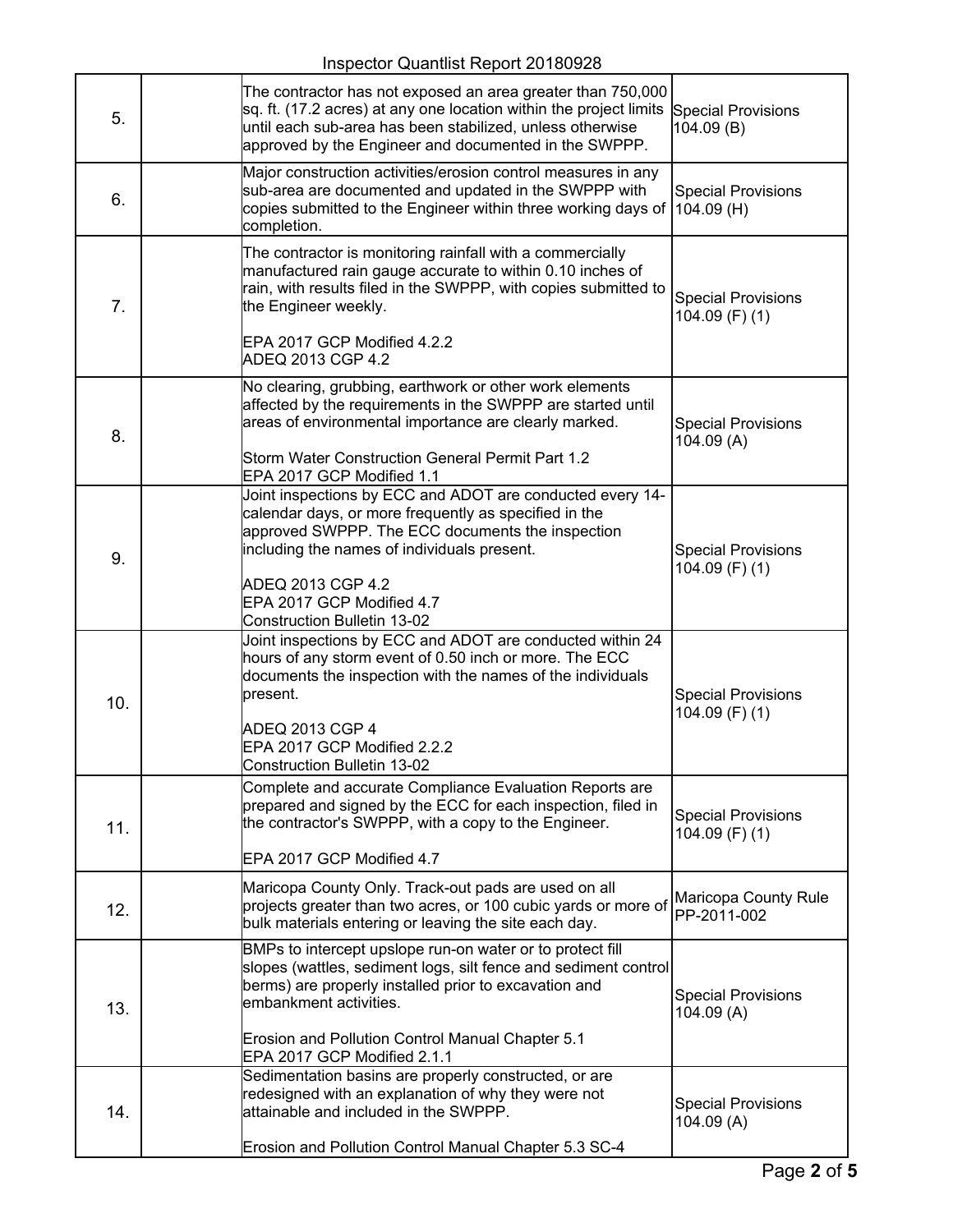Inspector Quantlist Report 20180928

| | | | |
|---|---|---|---|
| 5. | | The contractor has not exposed an area greater than 750,000 sq. ft. (17.2 acres) at any one location within the project limits until each sub-area has been stabilized, unless otherwise approved by the Engineer and documented in the SWPPP. | Special Provisions 104.09 (B) |
| 6. | | Major construction activities/erosion control measures in any sub-area are documented and updated in the SWPPP with copies submitted to the Engineer within three working days of completion. | Special Provisions 104.09 (H) |
| 7. | | The contractor is monitoring rainfall with a commercially manufactured rain gauge accurate to within 0.10 inches of rain, with results filed in the SWPPP, with copies submitted to the Engineer weekly.<br><br>EPA 2017 GCP Modified 4.2.2<br>ADEQ 2013 CGP 4.2 | Special Provisions 104.09 (F) (1) |
| 8. | | No clearing, grubbing, earthwork or other work elements affected by the requirements in the SWPPP are started until areas of environmental importance are clearly marked.<br><br>Storm Water Construction General Permit Part 1.2<br>EPA 2017 GCP Modified 1.1 | Special Provisions 104.09 (A) |
| 9. | | Joint inspections by ECC and ADOT are conducted every 14-calendar days, or more frequently as specified in the approved SWPPP. The ECC documents the inspection including the names of individuals present.<br><br>ADEQ 2013 CGP 4.2<br>EPA 2017 GCP Modified 4.7<br>Construction Bulletin 13-02 | Special Provisions 104.09 (F) (1) |
| 10. | | Joint inspections by ECC and ADOT are conducted within 24 hours of any storm event of 0.50 inch or more. The ECC documents the inspection with the names of the individuals present.<br><br>ADEQ 2013 CGP 4<br>EPA 2017 GCP Modified 2.2.2<br>Construction Bulletin 13-02 | Special Provisions 104.09 (F) (1) |
| 11. | | Complete and accurate Compliance Evaluation Reports are prepared and signed by the ECC for each inspection, filed in the contractor's SWPPP, with a copy to the Engineer.<br><br>EPA 2017 GCP Modified 4.7 | Special Provisions 104.09 (F) (1) |
| 12. | | Maricopa County Only. Track-out pads are used on all projects greater than two acres, or 100 cubic yards or more of bulk materials entering or leaving the site each day. | Maricopa County Rule PP-2011-002 |
| 13. | | BMPs to intercept upslope run-on water or to protect fill slopes (wattles, sediment logs, silt fence and sediment control berms) are properly installed prior to excavation and embankment activities.<br><br>Erosion and Pollution Control Manual Chapter 5.1<br>EPA 2017 GCP Modified 2.1.1 | Special Provisions 104.09 (A) |
| 14. | | Sedimentation basins are properly constructed, or are redesigned with an explanation of why they were not attainable and included in the SWPPP.<br><br>Erosion and Pollution Control Manual Chapter 5.3 SC-4 | Special Provisions 104.09 (A) |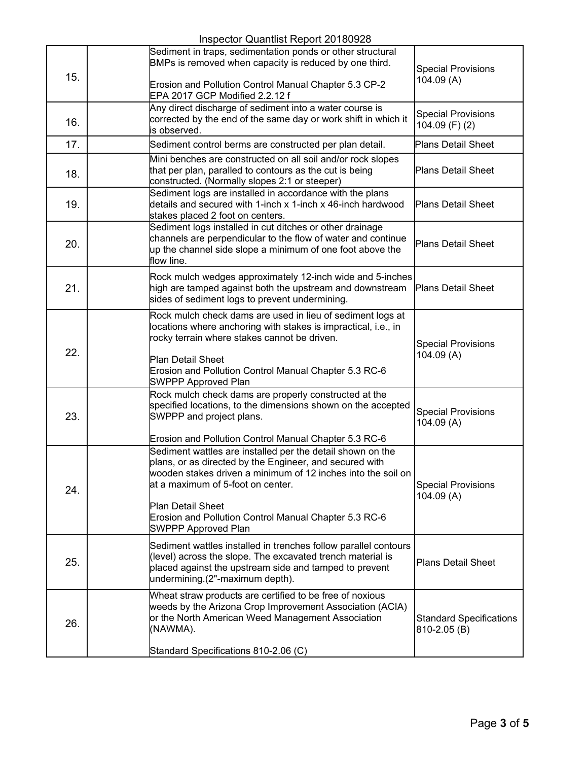| | | | |
|---|---|---|---|
| 15. | | Sediment in traps, sedimentation ponds or other structural BMPs is removed when capacity is reduced by one third.<br><br>Erosion and Pollution Control Manual Chapter 5.3 CP-2<br>EPA 2017 GCP Modified 2.2.12 f | Special Provisions 104.09 (A) |
| 16. | | Any direct discharge of sediment into a water course is corrected by the end of the same day or work shift in which it is observed. | Special Provisions 104.09 (F) (2) |
| 17. | | Sediment control berms are constructed per plan detail. | Plans Detail Sheet |
| 18. | | Mini benches are constructed on all soil and/or rock slopes that per plan, paralled to contours as the cut is being constructed. (Normally slopes 2:1 or steeper) | Plans Detail Sheet |
| 19. | | Sediment logs are installed in accordance with the plans details and secured with 1-inch x 1-inch x 46-inch hardwood stakes placed 2 foot on centers. | Plans Detail Sheet |
| 20. | | Sediment logs installed in cut ditches or other drainage channels are perpendicular to the flow of water and continue up the channel side slope a minimum of one foot above the flow line. | Plans Detail Sheet |
| 21. | | Rock mulch wedges approximately 12-inch wide and 5-inches high are tamped against both the upstream and downstream sides of sediment logs to prevent undermining. | Plans Detail Sheet |
| 22. | | Rock mulch check dams are used in lieu of sediment logs at locations where anchoring with stakes is impractical, i.e., in rocky terrain where stakes cannot be driven.<br><br>Plan Detail Sheet<br>Erosion and Pollution Control Manual Chapter 5.3 RC-6<br>SWPPP Approved Plan | Special Provisions 104.09 (A) |
| 23. | | Rock mulch check dams are properly constructed at the specified locations, to the dimensions shown on the accepted SWPPP and project plans.<br><br>Erosion and Pollution Control Manual Chapter 5.3 RC-6 | Special Provisions 104.09 (A) |
| 24. | | Sediment wattles are installed per the detail shown on the plans, or as directed by the Engineer, and secured with wooden stakes driven a minimum of 12 inches into the soil on at a maximum of 5-foot on center.<br><br>Plan Detail Sheet<br>Erosion and Pollution Control Manual Chapter 5.3 RC-6<br>SWPPP Approved Plan | Special Provisions 104.09 (A) |
| 25. | | Sediment wattles installed in trenches follow parallel contours (level) across the slope. The excavated trench material is placed against the upstream side and tamped to prevent undermining.(2"-maximum depth). | Plans Detail Sheet |
| 26. | | Wheat straw products are certified to be free of noxious weeds by the Arizona Crop Improvement Association (ACIA) or the North American Weed Management Association (NAWMA).<br><br>Standard Specifications 810-2.06 (C) | Standard Specifications 810-2.05 (B) |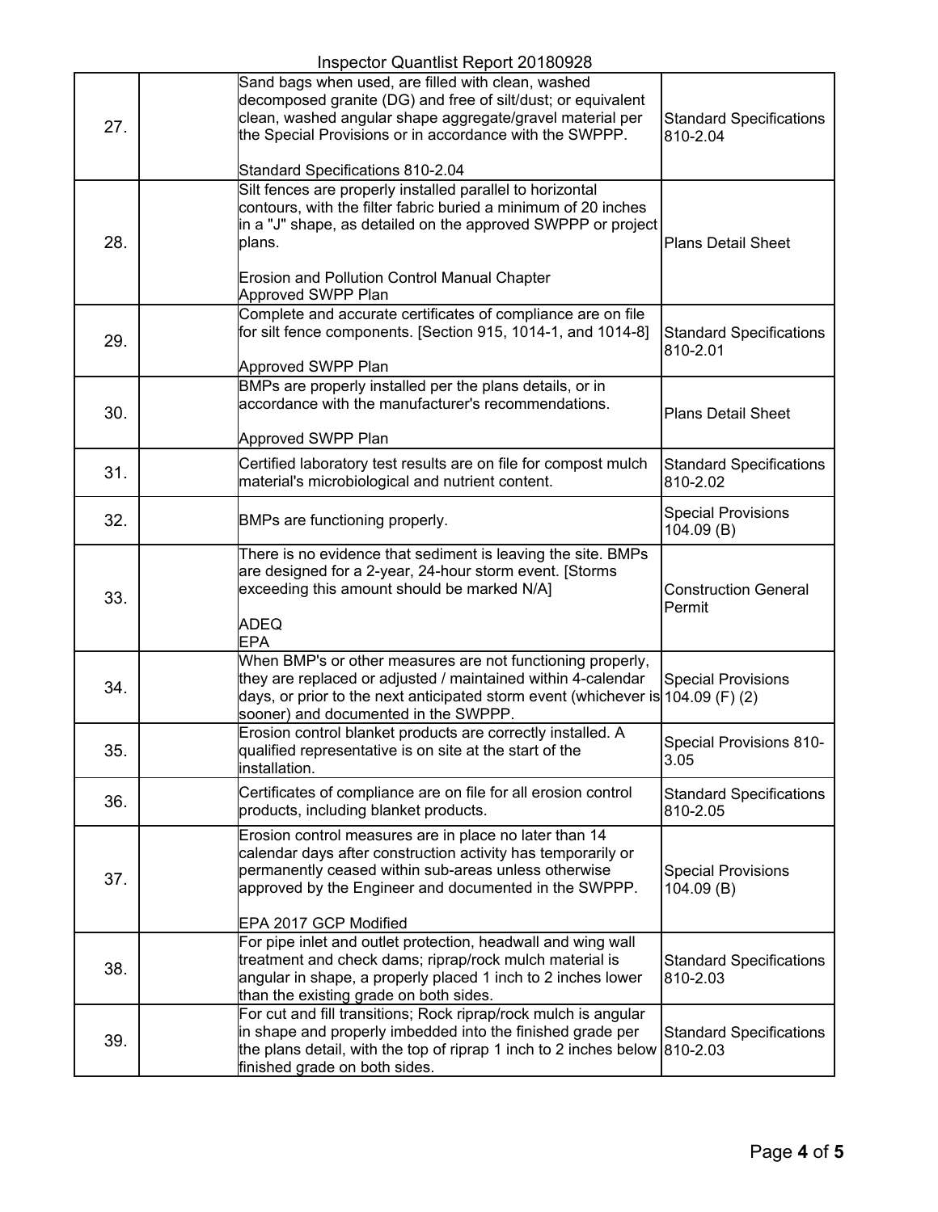| | | | |
|---|---|---|---|
| 27. | | Sand bags when used, are filled with clean, washed decomposed granite (DG) and free of silt/dust; or equivalent clean, washed angular shape aggregate/gravel material per the Special Provisions or in accordance with the SWPPP.<br><br>Standard Specifications 810-2.04 | Standard Specifications 810-2.04 |
| 28. | | Silt fences are properly installed parallel to horizontal contours, with the filter fabric buried a minimum of 20 inches in a "J" shape, as detailed on the approved SWPPP or project plans.<br><br>Erosion and Pollution Control Manual Chapter<br>Approved SWPP Plan | Plans Detail Sheet |
| 29. | | Complete and accurate certificates of compliance are on file for silt fence components. [Section 915, 1014-1, and 1014-8]<br><br>Approved SWPP Plan | Standard Specifications 810-2.01 |
| 30. | | BMPs are properly installed per the plans details, or in accordance with the manufacturer's recommendations.<br><br>Approved SWPP Plan | Plans Detail Sheet |
| 31. | | Certified laboratory test results are on file for compost mulch material's microbiological and nutrient content. | Standard Specifications 810-2.02 |
| 32. | | BMPs are functioning properly. | Special Provisions 104.09 (B) |
| 33. | | There is no evidence that sediment is leaving the site. BMPs are designed for a 2-year, 24-hour storm event. [Storms exceeding this amount should be marked N/A]<br><br>ADEQ<br>EPA | Construction General Permit |
| 34. | | When BMP's or other measures are not functioning properly, they are replaced or adjusted / maintained within 4-calendar days, or prior to the next anticipated storm event (whichever is sooner) and documented in the SWPPP. | Special Provisions 104.09 (F) (2) |
| 35. | | Erosion control blanket products are correctly installed. A qualified representative is on site at the start of the installation. | Special Provisions 810-3.05 |
| 36. | | Certificates of compliance are on file for all erosion control products, including blanket products. | Standard Specifications 810-2.05 |
| 37. | | Erosion control measures are in place no later than 14 calendar days after construction activity has temporarily or permanently ceased within sub-areas unless otherwise approved by the Engineer and documented in the SWPPP.<br><br>EPA 2017 GCP Modified | Special Provisions 104.09 (B) |
| 38. | | For pipe inlet and outlet protection, headwall and wing wall treatment and check dams; riprap/rock mulch material is angular in shape, a properly placed 1 inch to 2 inches lower than the existing grade on both sides. | Standard Specifications 810-2.03 |
| 39. | | For cut and fill transitions; Rock riprap/rock mulch is angular in shape and properly imbedded into the finished grade per the plans detail, with the top of riprap 1 inch to 2 inches below finished grade on both sides. | Standard Specifications 810-2.03 |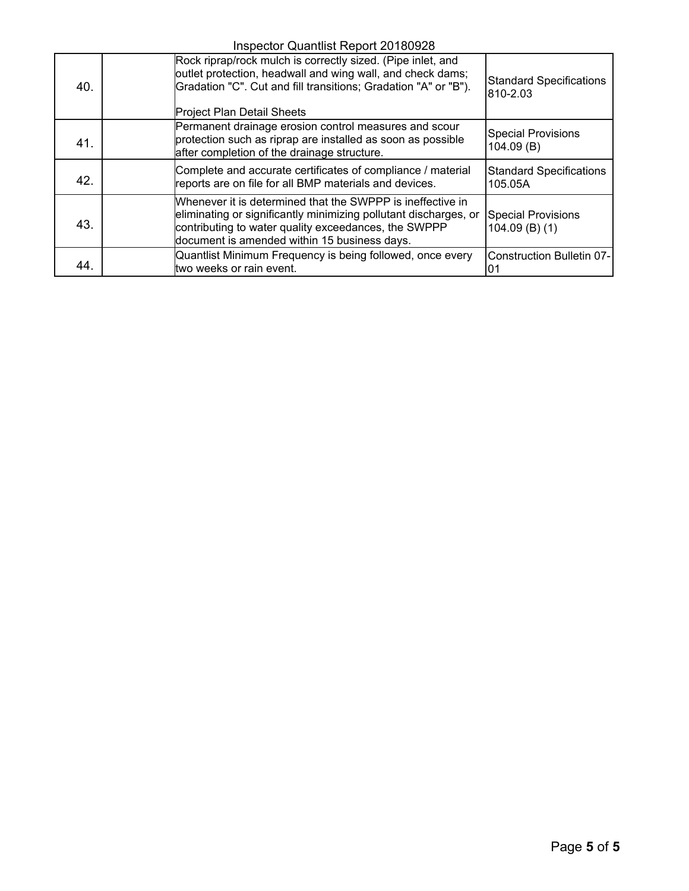| | | | |
|---|---|---|---|
| 40. | | Rock riprap/rock mulch is correctly sized. (Pipe inlet, and outlet protection, headwall and wing wall, and check dams; Gradation "C". Cut and fill transitions; Gradation "A" or "B").<br><br>Project Plan Detail Sheets | Standard Specifications 810-2.03 |
| 41. | | Permanent drainage erosion control measures and scour protection such as riprap are installed as soon as possible after completion of the drainage structure. | Special Provisions 104.09 (B) |
| 42. | | Complete and accurate certificates of compliance / material reports are on file for all BMP materials and devices. | Standard Specifications 105.05A |
| 43. | | Whenever it is determined that the SWPPP is ineffective in eliminating or significantly minimizing pollutant discharges, or contributing to water quality exceedances, the SWPPP document is amended within 15 business days. | Special Provisions 104.09 (B) (1) |
| 44. | | Quantlist Minimum Frequency is being followed, once every two weeks or rain event. | Construction Bulletin 07-01 |